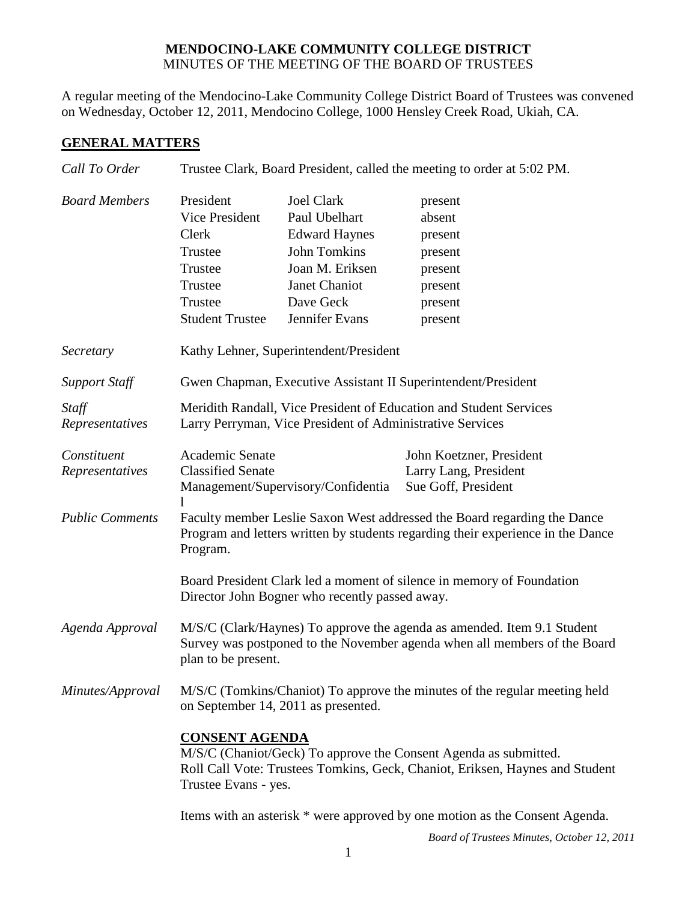**MENDOCINO-LAKE COMMUNITY COLLEGE DISTRICT**
MINUTES OF THE MEETING OF THE BOARD OF TRUSTEES

A regular meeting of the Mendocino-Lake Community College District Board of Trustees was convened on Wednesday, October 12, 2011, Mendocino College, 1000 Hensley Creek Road, Ukiah, CA.

## GENERAL MATTERS

*Call To Order* — Trustee Clark, Board President, called the meeting to order at 5:02 PM.

*Board Members*

| | | |
|---|---|---|
| President | Joel Clark | present |
| Vice President | Paul Ubelhart | absent |
| Clerk | Edward Haynes | present |
| Trustee | John Tomkins | present |
| Trustee | Joan M. Eriksen | present |
| Trustee | Janet Chaniot | present |
| Trustee | Dave Geck | present |
| Student Trustee | Jennifer Evans | present |

*Secretary* — Kathy Lehner, Superintendent/President

*Support Staff* — Gwen Chapman, Executive Assistant II Superintendent/President

*Staff Representatives* — Meridith Randall, Vice President of Education and Student Services
Larry Perryman, Vice President of Administrative Services

*Constituent Representatives*

| | |
|---|---|
| Academic Senate | John Koetzner, President |
| Classified Senate | Larry Lang, President |
| Management/Supervisory/Confidential | Sue Goff, President |

*Public Comments* — Faculty member Leslie Saxon West addressed the Board regarding the Dance Program and letters written by students regarding their experience in the Dance Program.

Board President Clark led a moment of silence in memory of Foundation Director John Bogner who recently passed away.

*Agenda Approval* — M/S/C (Clark/Haynes) To approve the agenda as amended. Item 9.1 Student Survey was postponed to the November agenda when all members of the Board plan to be present.

*Minutes/Approval* — M/S/C (Tomkins/Chaniot) To approve the minutes of the regular meeting held on September 14, 2011 as presented.

**CONSENT AGENDA**

M/S/C (Chaniot/Geck) To approve the Consent Agenda as submitted.
Roll Call Vote: Trustees Tomkins, Geck, Chaniot, Eriksen, Haynes and Student Trustee Evans - yes.

Items with an asterisk * were approved by one motion as the Consent Agenda.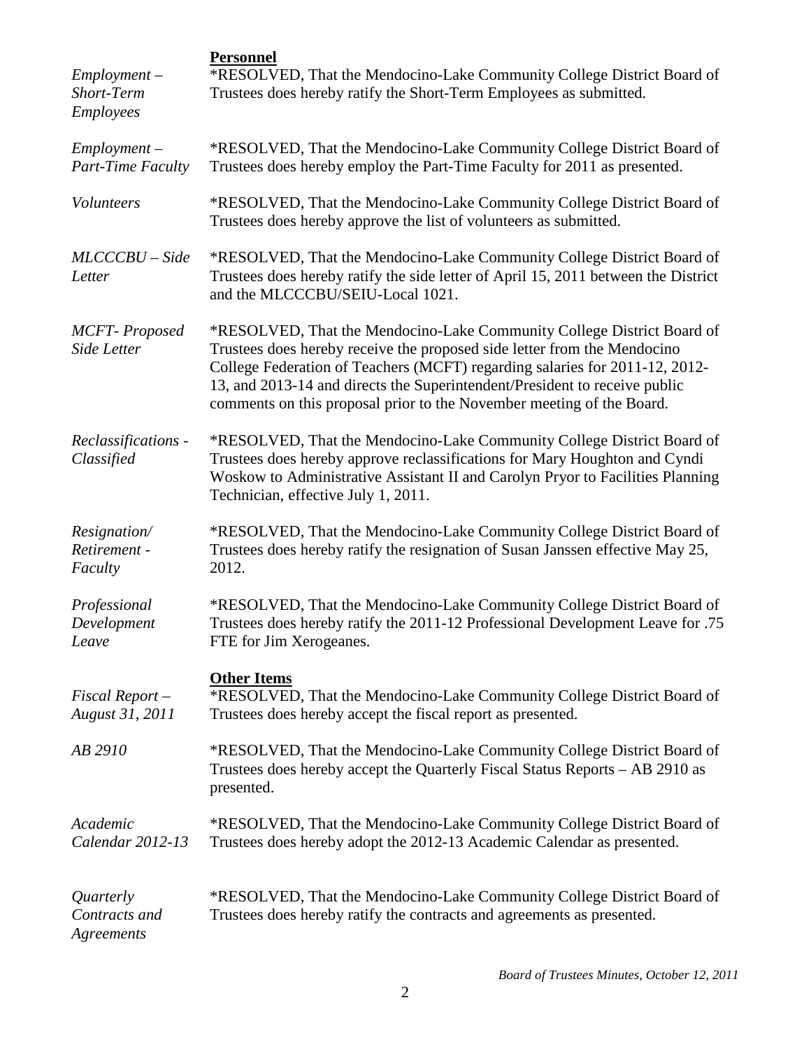**Personnel**

*Employment – Short-Term Employees*

*RESOLVED, That the Mendocino-Lake Community College District Board of Trustees does hereby ratify the Short-Term Employees as submitted.

*Employment – Part-Time Faculty*

*RESOLVED, That the Mendocino-Lake Community College District Board of Trustees does hereby employ the Part-Time Faculty for 2011 as presented.

*Volunteers*

*RESOLVED, That the Mendocino-Lake Community College District Board of Trustees does hereby approve the list of volunteers as submitted.

*MLCCCBU – Side Letter*

*RESOLVED, That the Mendocino-Lake Community College District Board of Trustees does hereby ratify the side letter of April 15, 2011 between the District and the MLCCCBU/SEIU-Local 1021.

*MCFT- Proposed Side Letter*

*RESOLVED, That the Mendocino-Lake Community College District Board of Trustees does hereby receive the proposed side letter from the Mendocino College Federation of Teachers (MCFT) regarding salaries for 2011-12, 2012-13, and 2013-14 and directs the Superintendent/President to receive public comments on this proposal prior to the November meeting of the Board.

*Reclassifications - Classified*

*RESOLVED, That the Mendocino-Lake Community College District Board of Trustees does hereby approve reclassifications for Mary Houghton and Cyndi Woskow to Administrative Assistant II and Carolyn Pryor to Facilities Planning Technician, effective July 1, 2011.

*Resignation/ Retirement - Faculty*

*RESOLVED, That the Mendocino-Lake Community College District Board of Trustees does hereby ratify the resignation of Susan Janssen effective May 25, 2012.

*Professional Development Leave*

*RESOLVED, That the Mendocino-Lake Community College District Board of Trustees does hereby ratify the 2011-12 Professional Development Leave for .75 FTE for Jim Xerogeanes.

**Other Items**

*Fiscal Report – August 31, 2011*

*RESOLVED, That the Mendocino-Lake Community College District Board of Trustees does hereby accept the fiscal report as presented.

*AB 2910*

*RESOLVED, That the Mendocino-Lake Community College District Board of Trustees does hereby accept the Quarterly Fiscal Status Reports – AB 2910 as presented.

*Academic Calendar 2012-13*

*RESOLVED, That the Mendocino-Lake Community College District Board of Trustees does hereby adopt the 2012-13 Academic Calendar as presented.

*Quarterly Contracts and Agreements*

*RESOLVED, That the Mendocino-Lake Community College District Board of Trustees does hereby ratify the contracts and agreements as presented.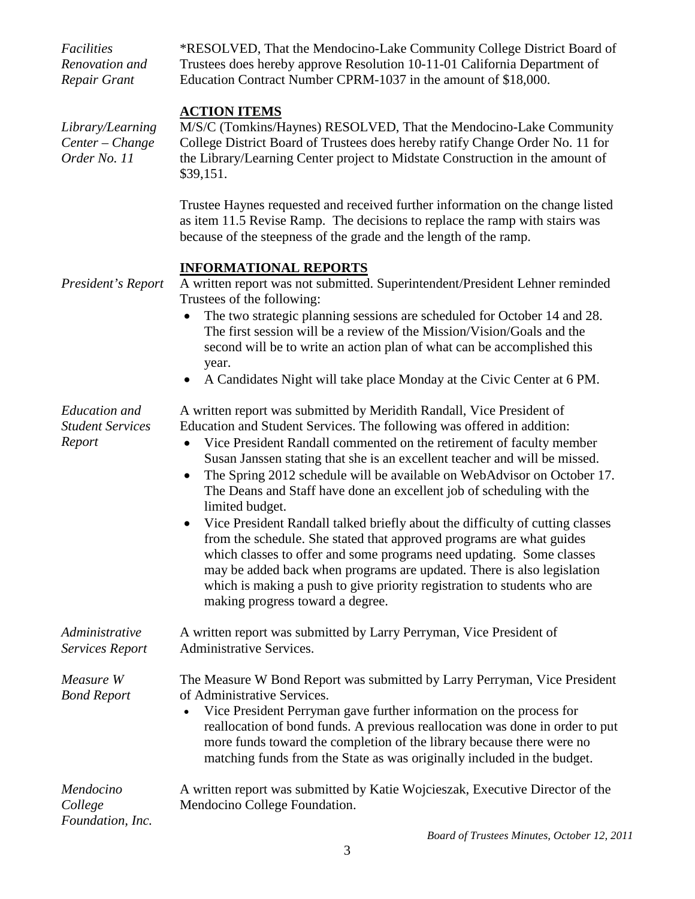*Facilities Renovation and Repair Grant*

*RESOLVED, That the Mendocino-Lake Community College District Board of Trustees does hereby approve Resolution 10-11-01 California Department of Education Contract Number CPRM-1037 in the amount of $18,000.

## ACTION ITEMS

*Library/Learning Center – Change Order No. 11*

M/S/C (Tomkins/Haynes) RESOLVED, That the Mendocino-Lake Community College District Board of Trustees does hereby ratify Change Order No. 11 for the Library/Learning Center project to Midstate Construction in the amount of $39,151.

Trustee Haynes requested and received further information on the change listed as item 11.5 Revise Ramp. The decisions to replace the ramp with stairs was because of the steepness of the grade and the length of the ramp.

## INFORMATIONAL REPORTS

*President's Report*

A written report was not submitted. Superintendent/President Lehner reminded Trustees of the following:

- The two strategic planning sessions are scheduled for October 14 and 28. The first session will be a review of the Mission/Vision/Goals and the second will be to write an action plan of what can be accomplished this year.
- A Candidates Night will take place Monday at the Civic Center at 6 PM.

*Education and Student Services Report*

A written report was submitted by Meridith Randall, Vice President of Education and Student Services. The following was offered in addition:

- Vice President Randall commented on the retirement of faculty member Susan Janssen stating that she is an excellent teacher and will be missed.
- The Spring 2012 schedule will be available on WebAdvisor on October 17. The Deans and Staff have done an excellent job of scheduling with the limited budget.
- Vice President Randall talked briefly about the difficulty of cutting classes from the schedule. She stated that approved programs are what guides which classes to offer and some programs need updating. Some classes may be added back when programs are updated. There is also legislation which is making a push to give priority registration to students who are making progress toward a degree.

*Administrative Services Report*

A written report was submitted by Larry Perryman, Vice President of Administrative Services.

*Measure W Bond Report*

The Measure W Bond Report was submitted by Larry Perryman, Vice President of Administrative Services.

- Vice President Perryman gave further information on the process for reallocation of bond funds. A previous reallocation was done in order to put more funds toward the completion of the library because there were no matching funds from the State as was originally included in the budget.

*Mendocino College Foundation, Inc.*

A written report was submitted by Katie Wojcieszak, Executive Director of the Mendocino College Foundation.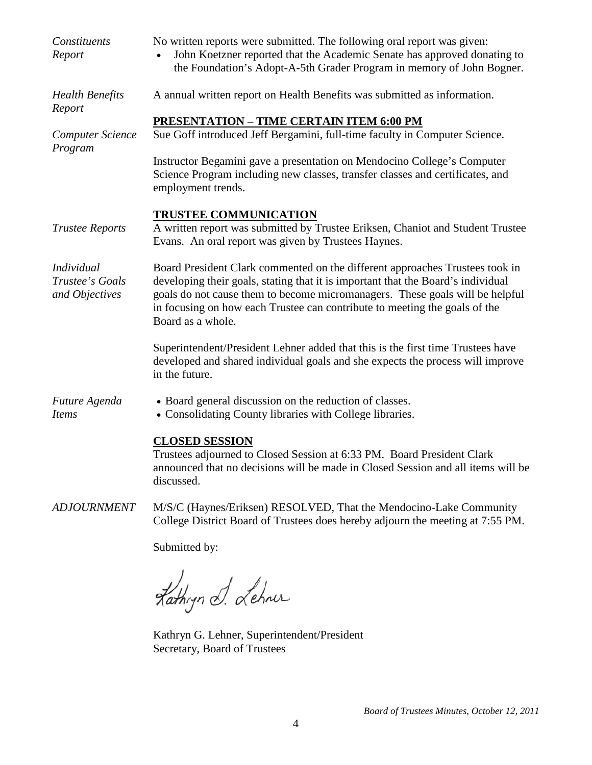*Constituents Report*

No written reports were submitted. The following oral report was given:

- John Koetzner reported that the Academic Senate has approved donating to the Foundation's Adopt-A-5th Grader Program in memory of John Bogner.

*Health Benefits Report*

A annual written report on Health Benefits was submitted as information.

## PRESENTATION – TIME CERTAIN ITEM 6:00 PM

*Computer Science Program*

Sue Goff introduced Jeff Bergamini, full-time faculty in Computer Science.

Instructor Begamini gave a presentation on Mendocino College's Computer Science Program including new classes, transfer classes and certificates, and employment trends.

## TRUSTEE COMMUNICATION

*Trustee Reports*

A written report was submitted by Trustee Eriksen, Chaniot and Student Trustee Evans. An oral report was given by Trustees Haynes.

*Individual Trustee's Goals and Objectives*

Board President Clark commented on the different approaches Trustees took in developing their goals, stating that it is important that the Board's individual goals do not cause them to become micromanagers. These goals will be helpful in focusing on how each Trustee can contribute to meeting the goals of the Board as a whole.

Superintendent/President Lehner added that this is the first time Trustees have developed and shared individual goals and she expects the process will improve in the future.

*Future Agenda Items*

- Board general discussion on the reduction of classes.
- Consolidating County libraries with College libraries.

## CLOSED SESSION

Trustees adjourned to Closed Session at 6:33 PM. Board President Clark announced that no decisions will be made in Closed Session and all items will be discussed.

*ADJOURNMENT*

M/S/C (Haynes/Eriksen) RESOLVED, That the Mendocino-Lake Community College District Board of Trustees does hereby adjourn the meeting at 7:55 PM.

Submitted by:

Kathryn G. Lehner

Kathryn G. Lehner, Superintendent/President
Secretary, Board of Trustees

*Board of Trustees Minutes, October 12, 2011*